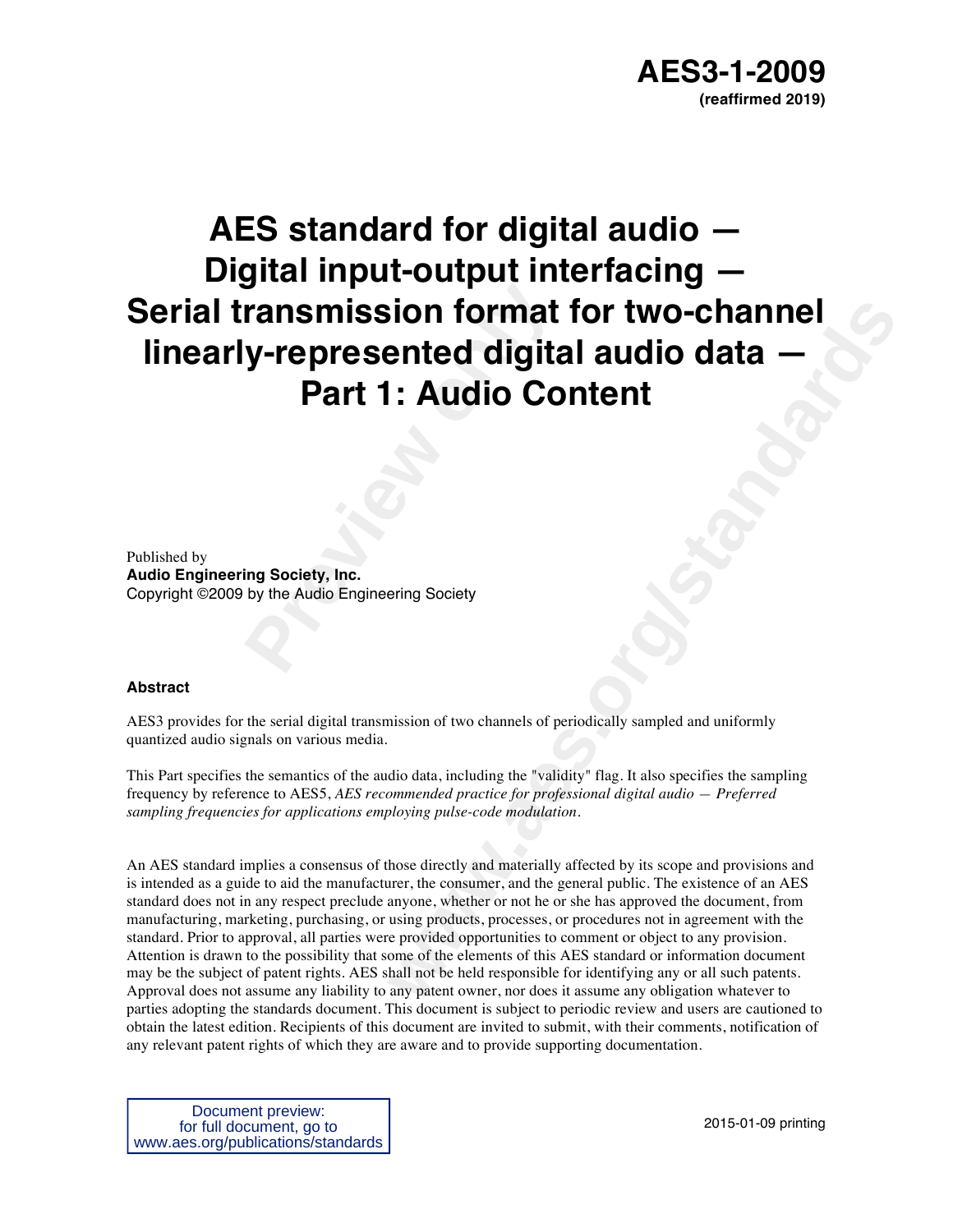**AES3-1-2009**
**(reaffirmed 2019)**

# AES standard for digital audio — Digital input-output interfacing — Serial transmission format for two-channel linearly-represented digital audio data — Part 1: Audio Content

Published by
**Audio Engineering Society, Inc.**
Copyright ©2009 by the Audio Engineering Society

## Abstract

AES3 provides for the serial digital transmission of two channels of periodically sampled and uniformly quantized audio signals on various media.

This Part specifies the semantics of the audio data, including the "validity" flag. It also specifies the sampling frequency by reference to AES5, *AES recommended practice for professional digital audio — Preferred sampling frequencies for applications employing pulse-code modulation*.

An AES standard implies a consensus of those directly and materially affected by its scope and provisions and is intended as a guide to aid the manufacturer, the consumer, and the general public. The existence of an AES standard does not in any respect preclude anyone, whether or not he or she has approved the document, from manufacturing, marketing, purchasing, or using products, processes, or procedures not in agreement with the standard. Prior to approval, all parties were provided opportunities to comment or object to any provision. Attention is drawn to the possibility that some of the elements of this AES standard or information document may be the subject of patent rights. AES shall not be held responsible for identifying any or all such patents. Approval does not assume any liability to any patent owner, nor does it assume any obligation whatever to parties adopting the standards document. This document is subject to periodic review and users are cautioned to obtain the latest edition. Recipients of this document are invited to submit, with their comments, notification of any relevant patent rights of which they are aware and to provide supporting documentation.

Document preview:
for full document, go to
www.aes.org/publications/standards

2015-01-09 printing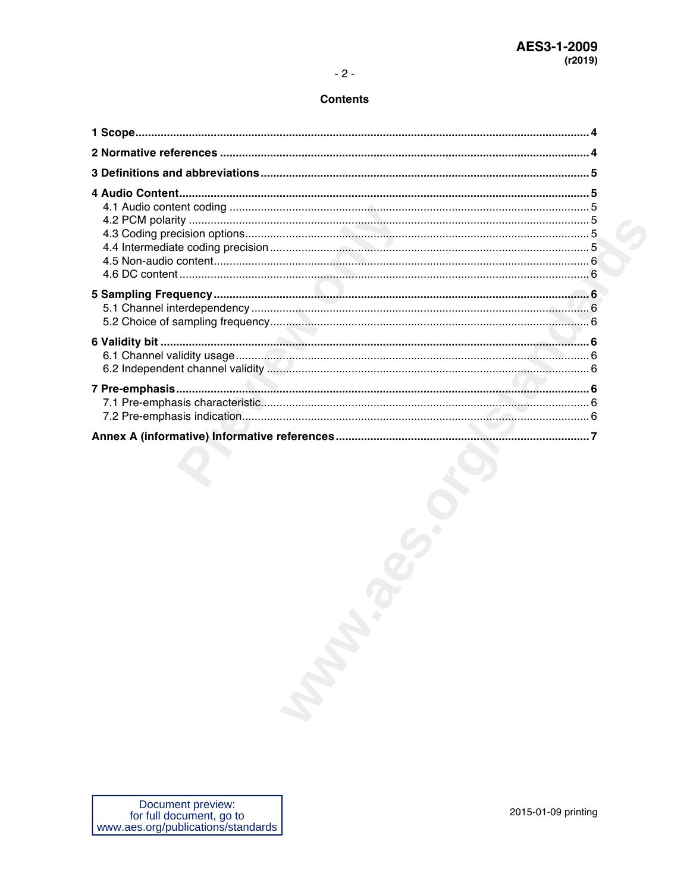## Contents

**1 Scope** ........ **4**

**2 Normative references** ........ **4**

**3 Definitions and abbreviations** ........ **5**

**4 Audio Content** ........ **5**
- 4.1 Audio content coding ........ 5
- 4.2 PCM polarity ........ 5
- 4.3 Coding precision options ........ 5
- 4.4 Intermediate coding precision ........ 5
- 4.5 Non-audio content ........ 6
- 4.6 DC content ........ 6

**5 Sampling Frequency** ........ **6**
- 5.1 Channel interdependency ........ 6
- 5.2 Choice of sampling frequency ........ 6

**6 Validity bit** ........ **6**
- 6.1 Channel validity usage ........ 6
- 6.2 Independent channel validity ........ 6

**7 Pre-emphasis** ........ **6**
- 7.1 Pre-emphasis characteristic ........ 6
- 7.2 Pre-emphasis indication ........ 6

**Annex A (informative) Informative references** ........ **7**

Document preview:
for full document, go to
www.aes.org/publications/standards

2015-01-09 printing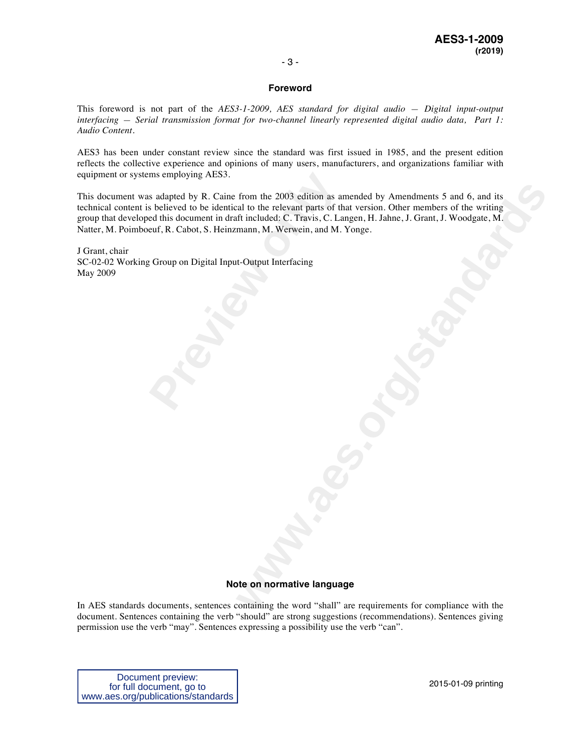## Foreword

This foreword is not part of the *AES3-1-2009, AES standard for digital audio — Digital input-output interfacing — Serial transmission format for two-channel linearly represented digital audio data, Part 1: Audio Content*.

AES3 has been under constant review since the standard was first issued in 1985, and the present edition reflects the collective experience and opinions of many users, manufacturers, and organizations familiar with equipment or systems employing AES3.

This document was adapted by R. Caine from the 2003 edition as amended by Amendments 5 and 6, and its technical content is believed to be identical to the relevant parts of that version. Other members of the writing group that developed this document in draft included: C. Travis, C. Langen, H. Jahne, J. Grant, J. Woodgate, M. Natter, M. Poimboeuf, R. Cabot, S. Heinzmann, M. Werwein, and M. Yonge.

J Grant, chair
SC-02-02 Working Group on Digital Input-Output Interfacing
May 2009

## Note on normative language

In AES standards documents, sentences containing the word "shall" are requirements for compliance with the document. Sentences containing the verb "should" are strong suggestions (recommendations). Sentences giving permission use the verb "may". Sentences expressing a possibility use the verb "can".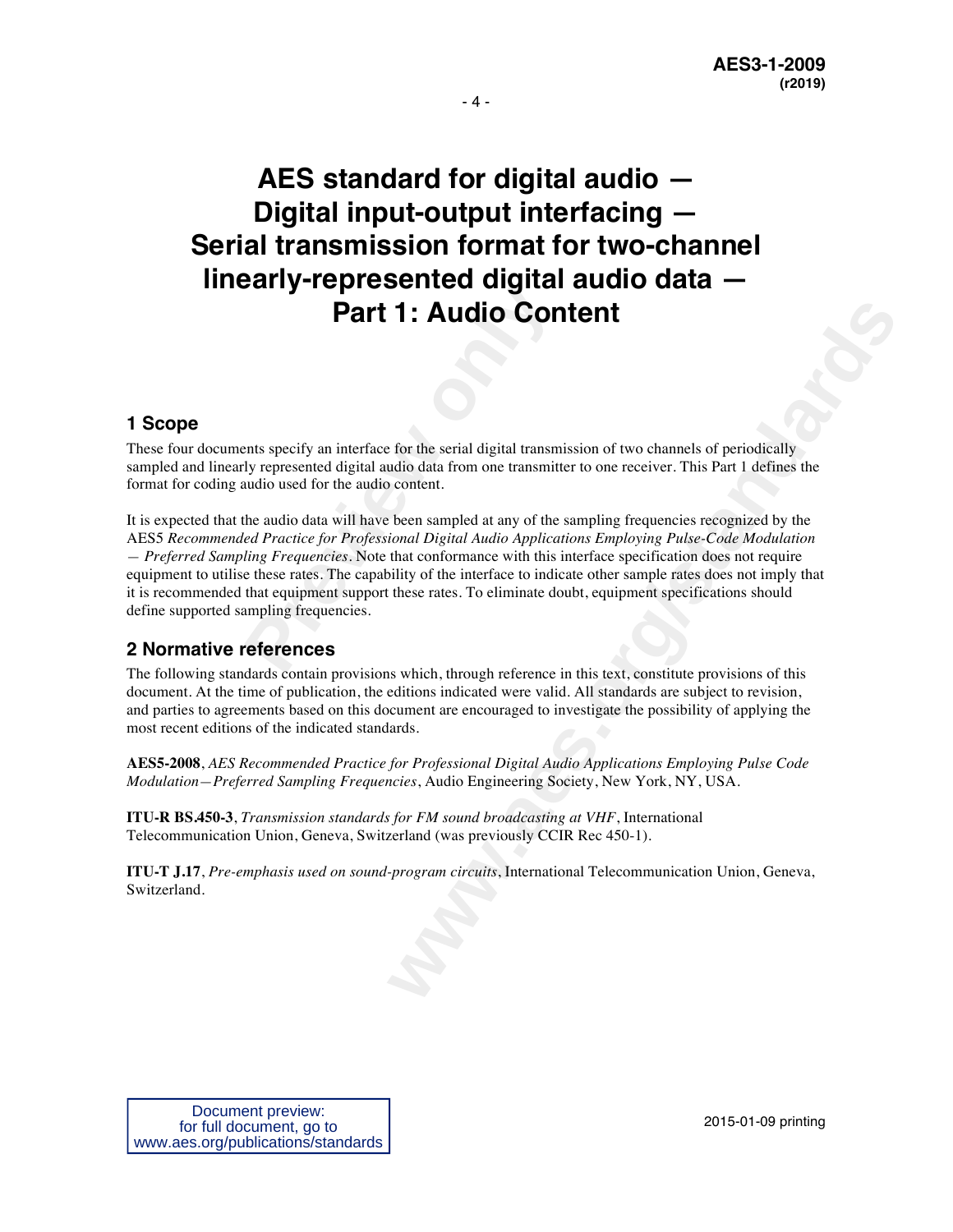# AES standard for digital audio — Digital input-output interfacing — Serial transmission format for two-channel linearly-represented digital audio data — Part 1: Audio Content

## 1 Scope

These four documents specify an interface for the serial digital transmission of two channels of periodically sampled and linearly represented digital audio data from one transmitter to one receiver. This Part 1 defines the format for coding audio used for the audio content.

It is expected that the audio data will have been sampled at any of the sampling frequencies recognized by the AES5 *Recommended Practice for Professional Digital Audio Applications Employing Pulse-Code Modulation — Preferred Sampling Frequencies*. Note that conformance with this interface specification does not require equipment to utilise these rates. The capability of the interface to indicate other sample rates does not imply that it is recommended that equipment support these rates. To eliminate doubt, equipment specifications should define supported sampling frequencies.

## 2 Normative references

The following standards contain provisions which, through reference in this text, constitute provisions of this document. At the time of publication, the editions indicated were valid. All standards are subject to revision, and parties to agreements based on this document are encouraged to investigate the possibility of applying the most recent editions of the indicated standards.

**AES5-2008**, *AES Recommended Practice for Professional Digital Audio Applications Employing Pulse Code Modulation—Preferred Sampling Frequencies*, Audio Engineering Society, New York, NY, USA.

**ITU-R BS.450-3**, *Transmission standards for FM sound broadcasting at VHF*, International Telecommunication Union, Geneva, Switzerland (was previously CCIR Rec 450-1).

**ITU-T J.17**, *Pre-emphasis used on sound-program circuits*, International Telecommunication Union, Geneva, Switzerland.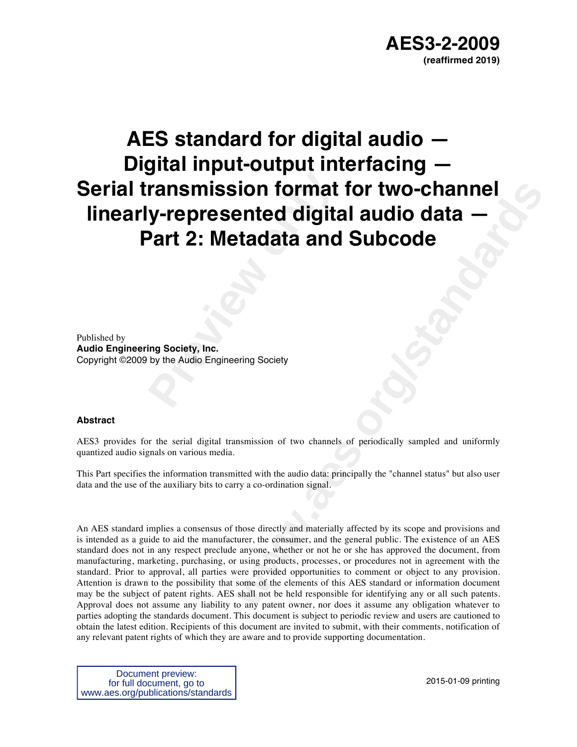# AES3-2-2009
**(reaffirmed 2019)**

# AES standard for digital audio — Digital input-output interfacing — Serial transmission format for two-channel linearly-represented digital audio data — Part 2: Metadata and Subcode

Published by
**Audio Engineering Society, Inc.**
Copyright ©2009 by the Audio Engineering Society

**Abstract**

AES3 provides for the serial digital transmission of two channels of periodically sampled and uniformly quantized audio signals on various media.

This Part specifies the information transmitted with the audio data: principally the "channel status" but also user data and the use of the auxiliary bits to carry a co-ordination signal.

An AES standard implies a consensus of those directly and materially affected by its scope and provisions and is intended as a guide to aid the manufacturer, the consumer, and the general public. The existence of an AES standard does not in any respect preclude anyone, whether or not he or she has approved the document, from manufacturing, marketing, purchasing, or using products, processes, or procedures not in agreement with the standard. Prior to approval, all parties were provided opportunities to comment or object to any provision. Attention is drawn to the possibility that some of the elements of this AES standard or information document may be the subject of patent rights. AES shall not be held responsible for identifying any or all such patents. Approval does not assume any liability to any patent owner, nor does it assume any obligation whatever to parties adopting the standards document. This document is subject to periodic review and users are cautioned to obtain the latest edition. Recipients of this document are invited to submit, with their comments, notification of any relevant patent rights of which they are aware and to provide supporting documentation.

Document preview:
for full document, go to
www.aes.org/publications/standards

2015-01-09 printing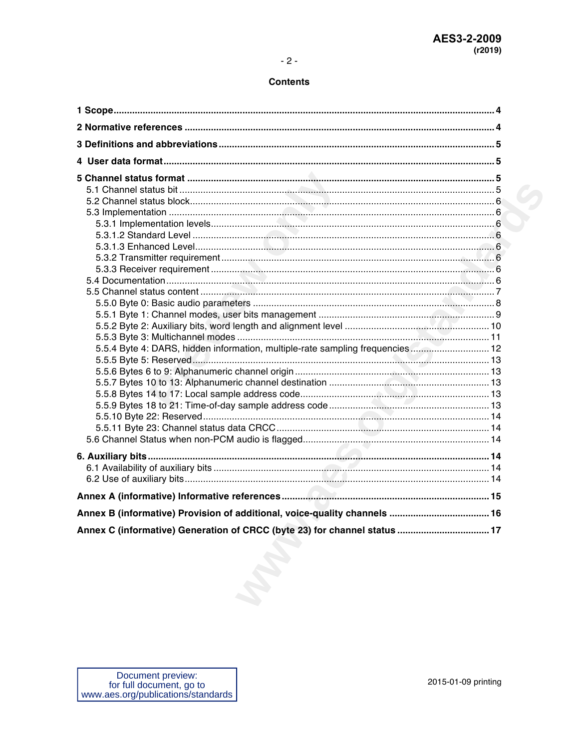## Contents

**1 Scope** .......... 4

**2 Normative references** .......... 4

**3 Definitions and abbreviations** .......... 5

**4 User data format** .......... 5

**5 Channel status format** .......... 5
- 5.1 Channel status bit .......... 5
- 5.2 Channel status block .......... 6
- 5.3 Implementation .......... 6
  - 5.3.1 Implementation levels .......... 6
  - 5.3.1.2 Standard Level .......... 6
  - 5.3.1.3 Enhanced Level .......... 6
  - 5.3.2 Transmitter requirement .......... 6
  - 5.3.3 Receiver requirement .......... 6
- 5.4 Documentation .......... 6
- 5.5 Channel status content .......... 7
  - 5.5.0 Byte 0: Basic audio parameters .......... 8
  - 5.5.1 Byte 1: Channel modes, user bits management .......... 9
  - 5.5.2 Byte 2: Auxiliary bits, word length and alignment level .......... 10
  - 5.5.3 Byte 3: Multichannel modes .......... 11
  - 5.5.4 Byte 4: DARS, hidden information, multiple-rate sampling frequencies .......... 12
  - 5.5.5 Byte 5: Reserved .......... 13
  - 5.5.6 Bytes 6 to 9: Alphanumeric channel origin .......... 13
  - 5.5.7 Bytes 10 to 13: Alphanumeric channel destination .......... 13
  - 5.5.8 Bytes 14 to 17: Local sample address code .......... 13
  - 5.5.9 Bytes 18 to 21: Time-of-day sample address code .......... 13
  - 5.5.10 Byte 22: Reserved .......... 14
  - 5.5.11 Byte 23: Channel status data CRCC .......... 14
- 5.6 Channel Status when non-PCM audio is flagged .......... 14

**6. Auxiliary bits** .......... 14
- 6.1 Availability of auxiliary bits .......... 14
- 6.2 Use of auxiliary bits .......... 14

**Annex A (informative) Informative references** .......... 15

**Annex B (informative) Provision of additional, voice-quality channels** .......... 16

**Annex C (informative) Generation of CRCC (byte 23) for channel status** .......... 17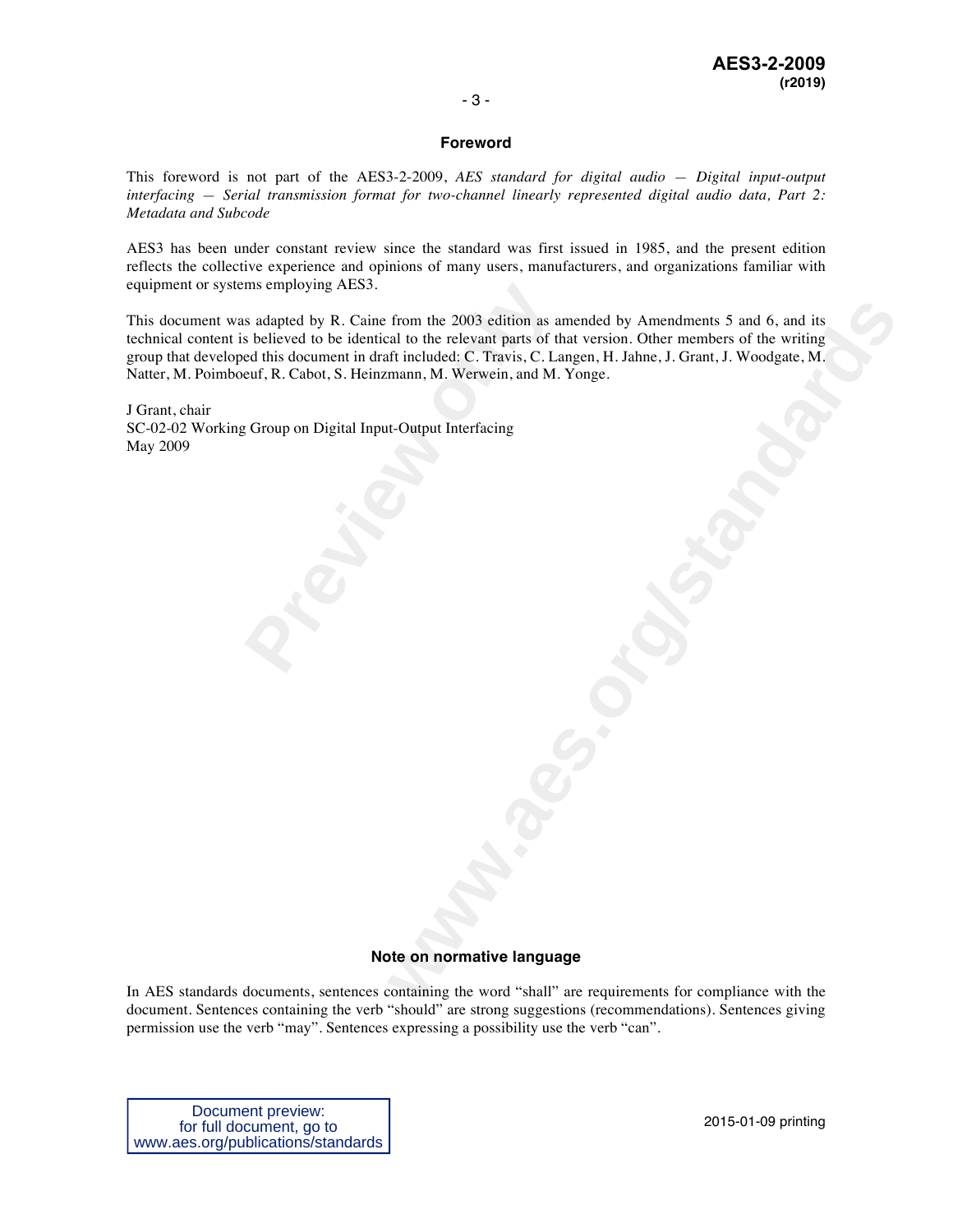## Foreword

This foreword is not part of the AES3-2-2009, *AES standard for digital audio — Digital input-output interfacing — Serial transmission format for two-channel linearly represented digital audio data, Part 2: Metadata and Subcode*

AES3 has been under constant review since the standard was first issued in 1985, and the present edition reflects the collective experience and opinions of many users, manufacturers, and organizations familiar with equipment or systems employing AES3.

This document was adapted by R. Caine from the 2003 edition as amended by Amendments 5 and 6, and its technical content is believed to be identical to the relevant parts of that version. Other members of the writing group that developed this document in draft included: C. Travis, C. Langen, H. Jahne, J. Grant, J. Woodgate, M. Natter, M. Poimboeuf, R. Cabot, S. Heinzmann, M. Werwein, and M. Yonge.

J Grant, chair
SC-02-02 Working Group on Digital Input-Output Interfacing
May 2009

## Note on normative language

In AES standards documents, sentences containing the word “shall” are requirements for compliance with the document. Sentences containing the verb “should” are strong suggestions (recommendations). Sentences giving permission use the verb “may”. Sentences expressing a possibility use the verb “can”.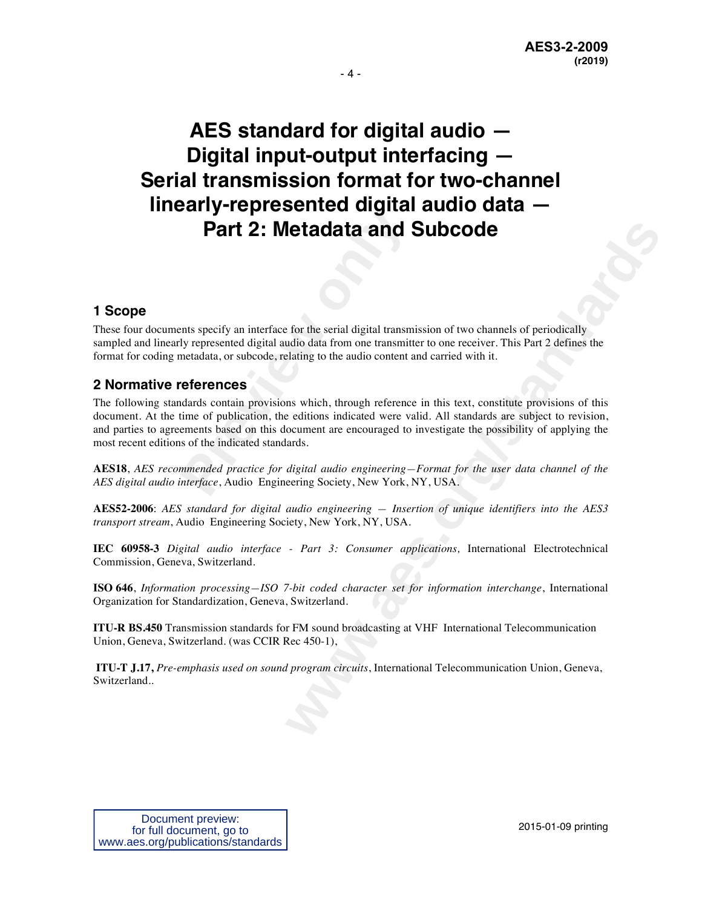# AES standard for digital audio — Digital input-output interfacing — Serial transmission format for two-channel linearly-represented digital audio data — Part 2: Metadata and Subcode

## 1 Scope

These four documents specify an interface for the serial digital transmission of two channels of periodically sampled and linearly represented digital audio data from one transmitter to one receiver. This Part 2 defines the format for coding metadata, or subcode, relating to the audio content and carried with it.

## 2 Normative references

The following standards contain provisions which, through reference in this text, constitute provisions of this document. At the time of publication, the editions indicated were valid. All standards are subject to revision, and parties to agreements based on this document are encouraged to investigate the possibility of applying the most recent editions of the indicated standards.

**AES18**, *AES recommended practice for digital audio engineering—Format for the user data channel of the AES digital audio interface*, Audio Engineering Society, New York, NY, USA.

**AES52-2006**: *AES standard for digital audio engineering — Insertion of unique identifiers into the AES3 transport stream*, Audio Engineering Society, New York, NY, USA.

**IEC 60958-3** *Digital audio interface - Part 3: Consumer applications,* International Electrotechnical Commission, Geneva, Switzerland.

**ISO 646**, *Information processing—ISO 7-bit coded character set for information interchange*, International Organization for Standardization, Geneva, Switzerland.

**ITU-R BS.450** Transmission standards for FM sound broadcasting at VHF International Telecommunication Union, Geneva, Switzerland. (was CCIR Rec 450-1),

**ITU-T J.17,** *Pre-emphasis used on sound program circuits*, International Telecommunication Union, Geneva, Switzerland..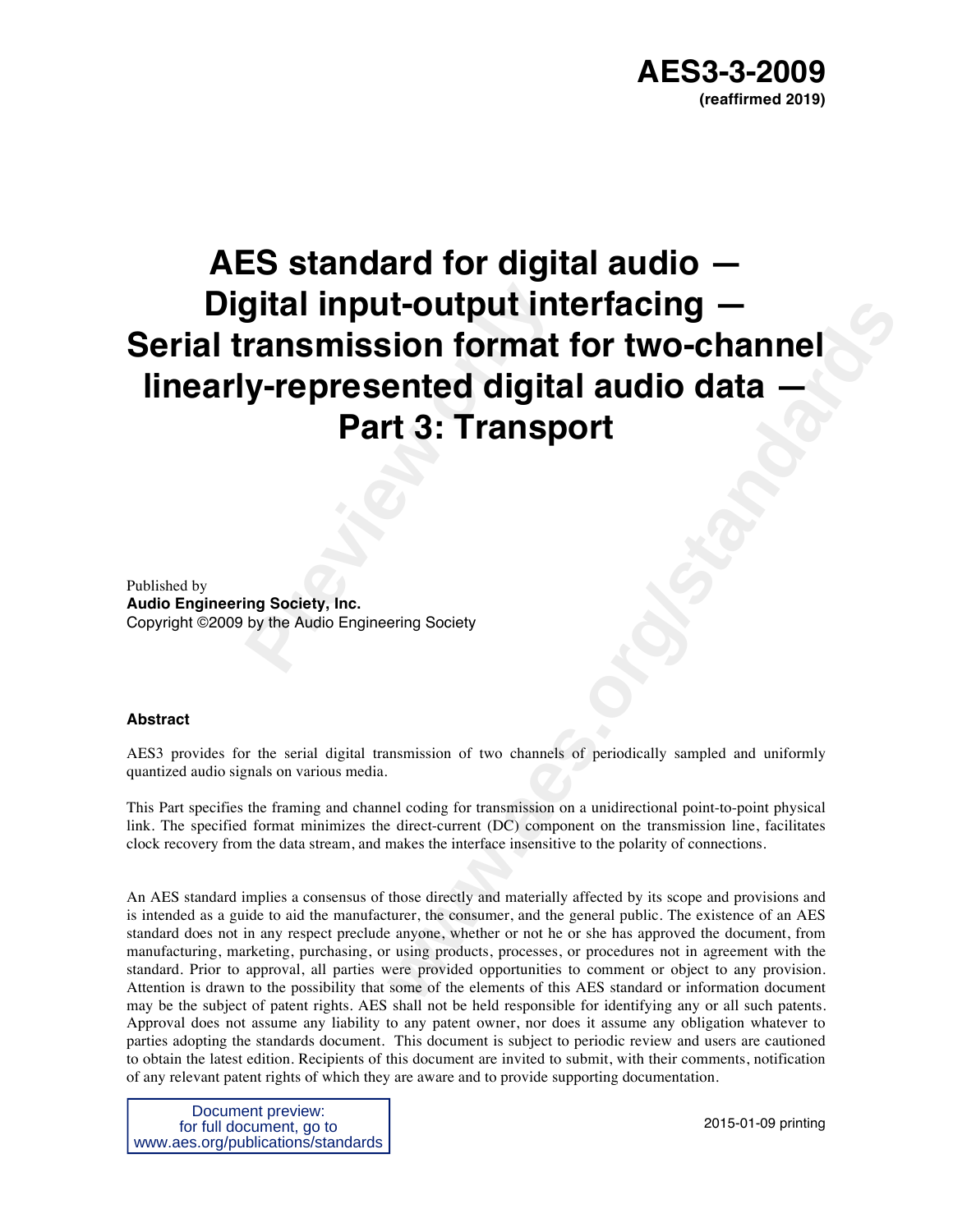# AES3-3-2009
**(reaffirmed 2019)**

# AES standard for digital audio — Digital input-output interfacing — Serial transmission format for two-channel linearly-represented digital audio data — Part 3: Transport

Published by
**Audio Engineering Society, Inc.**
Copyright ©2009 by the Audio Engineering Society

**Abstract**

AES3 provides for the serial digital transmission of two channels of periodically sampled and uniformly quantized audio signals on various media.

This Part specifies the framing and channel coding for transmission on a unidirectional point-to-point physical link. The specified format minimizes the direct-current (DC) component on the transmission line, facilitates clock recovery from the data stream, and makes the interface insensitive to the polarity of connections.

An AES standard implies a consensus of those directly and materially affected by its scope and provisions and is intended as a guide to aid the manufacturer, the consumer, and the general public. The existence of an AES standard does not in any respect preclude anyone, whether or not he or she has approved the document, from manufacturing, marketing, purchasing, or using products, processes, or procedures not in agreement with the standard. Prior to approval, all parties were provided opportunities to comment or object to any provision. Attention is drawn to the possibility that some of the elements of this AES standard or information document may be the subject of patent rights. AES shall not be held responsible for identifying any or all such patents. Approval does not assume any liability to any patent owner, nor does it assume any obligation whatever to parties adopting the standards document. This document is subject to periodic review and users are cautioned to obtain the latest edition. Recipients of this document are invited to submit, with their comments, notification of any relevant patent rights of which they are aware and to provide supporting documentation.

Document preview:
for full document, go to
www.aes.org/publications/standards

2015-01-09 printing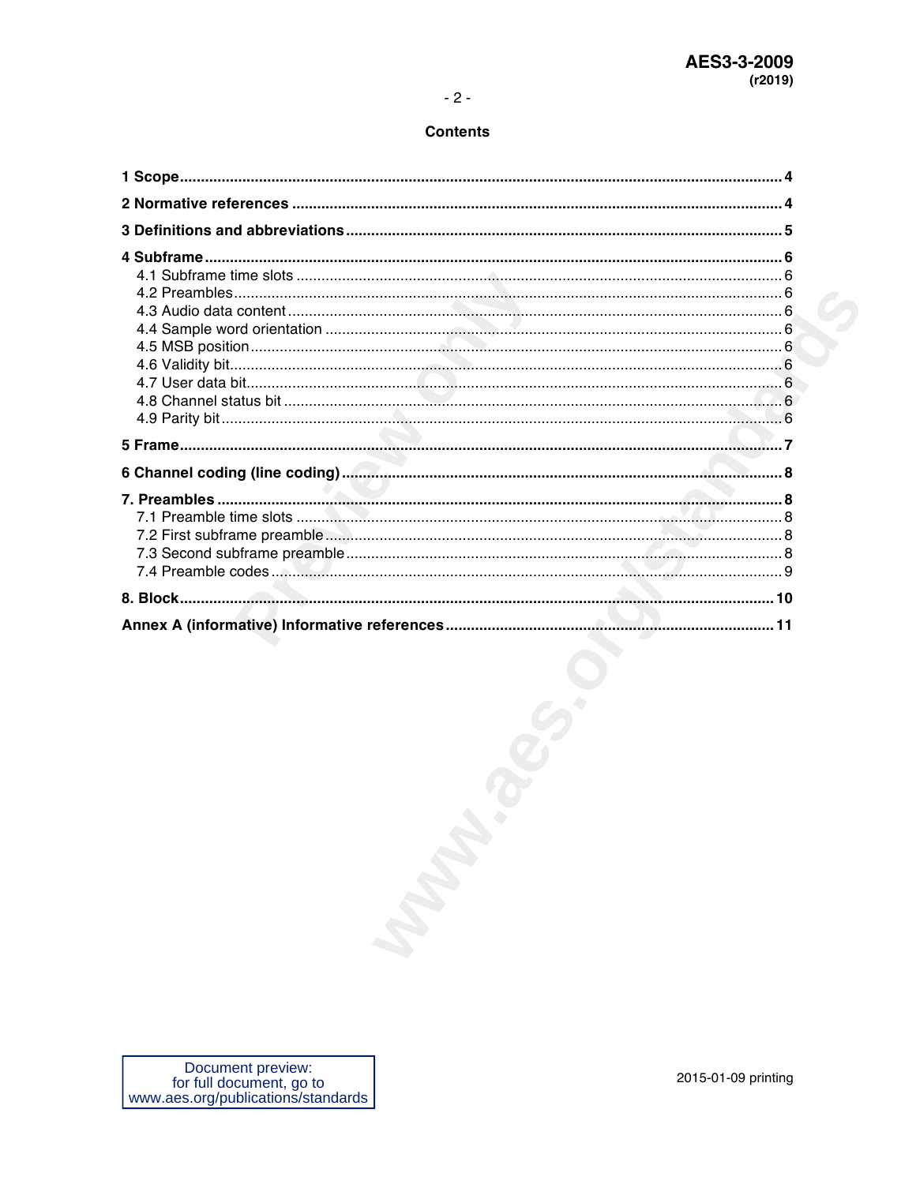## Contents

1 Scope ........................................................................................................................ 4

2 Normative references ............................................................................................... 4

3 Definitions and abbreviations ................................................................................... 5

4 Subframe .................................................................................................................. 6

- 4.1 Subframe time slots ............................................................................................ 6
- 4.2 Preambles ........................................................................................................... 6
- 4.3 Audio data content ............................................................................................... 6
- 4.4 Sample word orientation ..................................................................................... 6
- 4.5 MSB position ........................................................................................................ 6
- 4.6 Validity bit ............................................................................................................ 6
- 4.7 User data bit ........................................................................................................ 6
- 4.8 Channel status bit ............................................................................................... 6
- 4.9 Parity bit .............................................................................................................. 6

5 Frame ........................................................................................................................ 7

6 Channel coding (line coding) ..................................................................................... 8

7. Preambles ................................................................................................................ 8

- 7.1 Preamble time slots ............................................................................................. 8
- 7.2 First subframe preamble ...................................................................................... 8
- 7.3 Second subframe preamble ................................................................................. 8
- 7.4 Preamble codes ................................................................................................... 9

8. Block ......................................................................................................................... 10

Annex A (informative) Informative references .............................................................. 11

Document preview:
for full document, go to
www.aes.org/publications/standards

2015-01-09 printing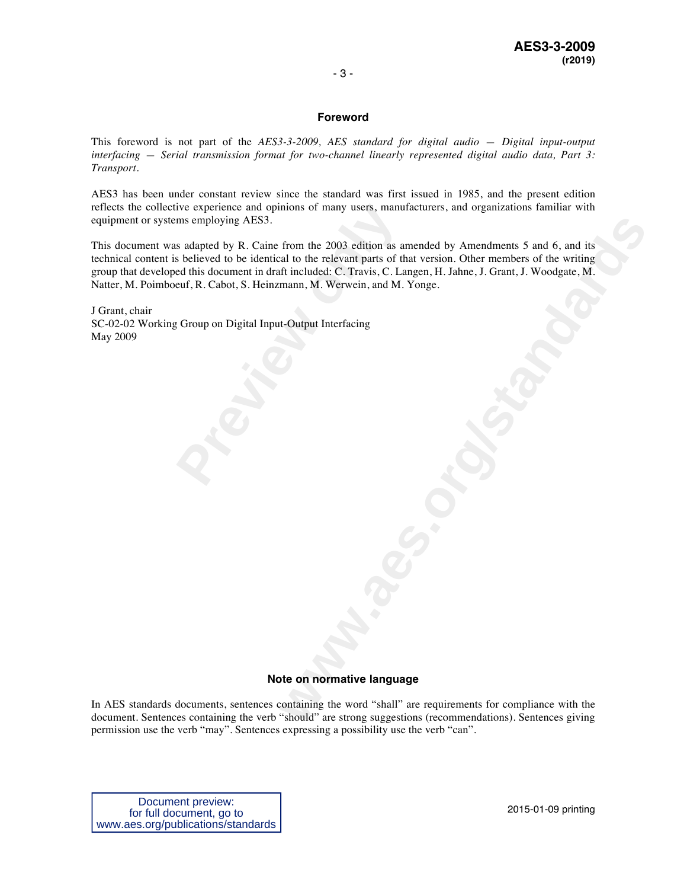## Foreword

This foreword is not part of the *AES3-3-2009, AES standard for digital audio — Digital input-output interfacing — Serial transmission format for two-channel linearly represented digital audio data, Part 3: Transport*.

AES3 has been under constant review since the standard was first issued in 1985, and the present edition reflects the collective experience and opinions of many users, manufacturers, and organizations familiar with equipment or systems employing AES3.

This document was adapted by R. Caine from the 2003 edition as amended by Amendments 5 and 6, and its technical content is believed to be identical to the relevant parts of that version. Other members of the writing group that developed this document in draft included: C. Travis, C. Langen, H. Jahne, J. Grant, J. Woodgate, M. Natter, M. Poimboeuf, R. Cabot, S. Heinzmann, M. Werwein, and M. Yonge.

J Grant, chair
SC-02-02 Working Group on Digital Input-Output Interfacing
May 2009

## Note on normative language

In AES standards documents, sentences containing the word "shall" are requirements for compliance with the document. Sentences containing the verb "should" are strong suggestions (recommendations). Sentences giving permission use the verb "may". Sentences expressing a possibility use the verb "can".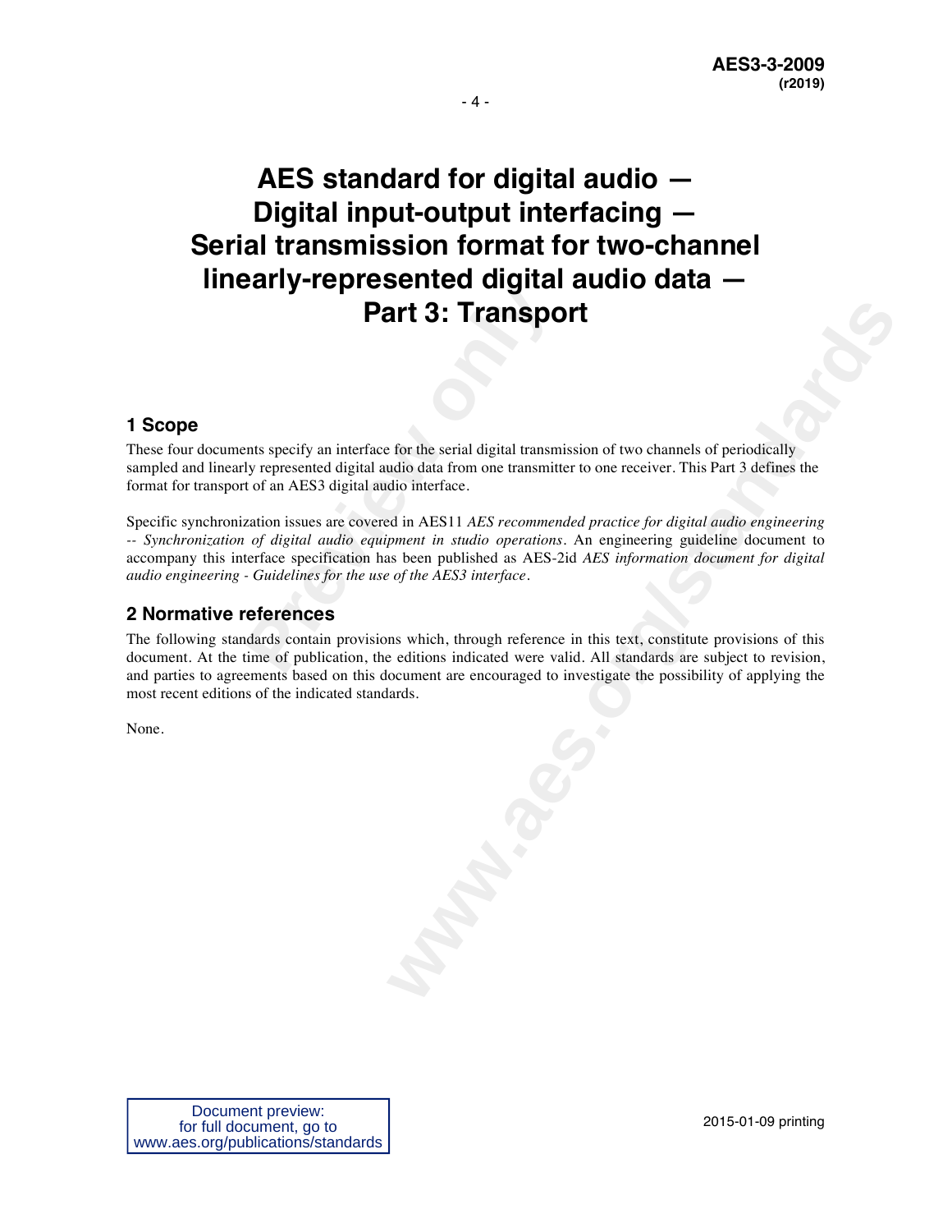# AES standard for digital audio — Digital input-output interfacing — Serial transmission format for two-channel linearly-represented digital audio data — Part 3: Transport

## 1 Scope

These four documents specify an interface for the serial digital transmission of two channels of periodically sampled and linearly represented digital audio data from one transmitter to one receiver. This Part 3 defines the format for transport of an AES3 digital audio interface.

Specific synchronization issues are covered in AES11 *AES recommended practice for digital audio engineering -- Synchronization of digital audio equipment in studio operations*. An engineering guideline document to accompany this interface specification has been published as AES-2id *AES information document for digital audio engineering - Guidelines for the use of the AES3 interface*.

## 2 Normative references

The following standards contain provisions which, through reference in this text, constitute provisions of this document. At the time of publication, the editions indicated were valid. All standards are subject to revision, and parties to agreements based on this document are encouraged to investigate the possibility of applying the most recent editions of the indicated standards.

None.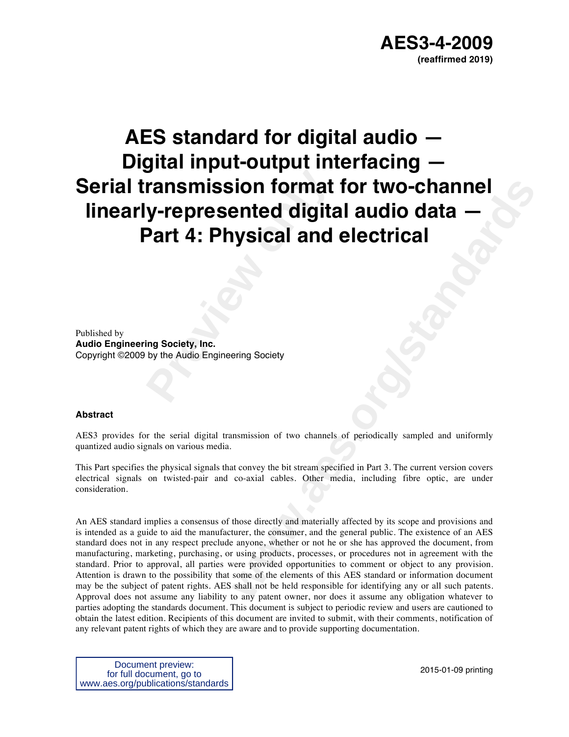**AES3-4-2009**
**(reaffirmed 2019)**

# AES standard for digital audio — Digital input-output interfacing — Serial transmission format for two-channel linearly-represented digital audio data — Part 4: Physical and electrical

Published by
**Audio Engineering Society, Inc.**
Copyright ©2009 by the Audio Engineering Society

**Abstract**

AES3 provides for the serial digital transmission of two channels of periodically sampled and uniformly quantized audio signals on various media.

This Part specifies the physical signals that convey the bit stream specified in Part 3. The current version covers electrical signals on twisted-pair and co-axial cables. Other media, including fibre optic, are under consideration.

An AES standard implies a consensus of those directly and materially affected by its scope and provisions and is intended as a guide to aid the manufacturer, the consumer, and the general public. The existence of an AES standard does not in any respect preclude anyone, whether or not he or she has approved the document, from manufacturing, marketing, purchasing, or using products, processes, or procedures not in agreement with the standard. Prior to approval, all parties were provided opportunities to comment or object to any provision. Attention is drawn to the possibility that some of the elements of this AES standard or information document may be the subject of patent rights. AES shall not be held responsible for identifying any or all such patents. Approval does not assume any liability to any patent owner, nor does it assume any obligation whatever to parties adopting the standards document. This document is subject to periodic review and users are cautioned to obtain the latest edition. Recipients of this document are invited to submit, with their comments, notification of any relevant patent rights of which they are aware and to provide supporting documentation.

Document preview:
for full document, go to
www.aes.org/publications/standards

2015-01-09 printing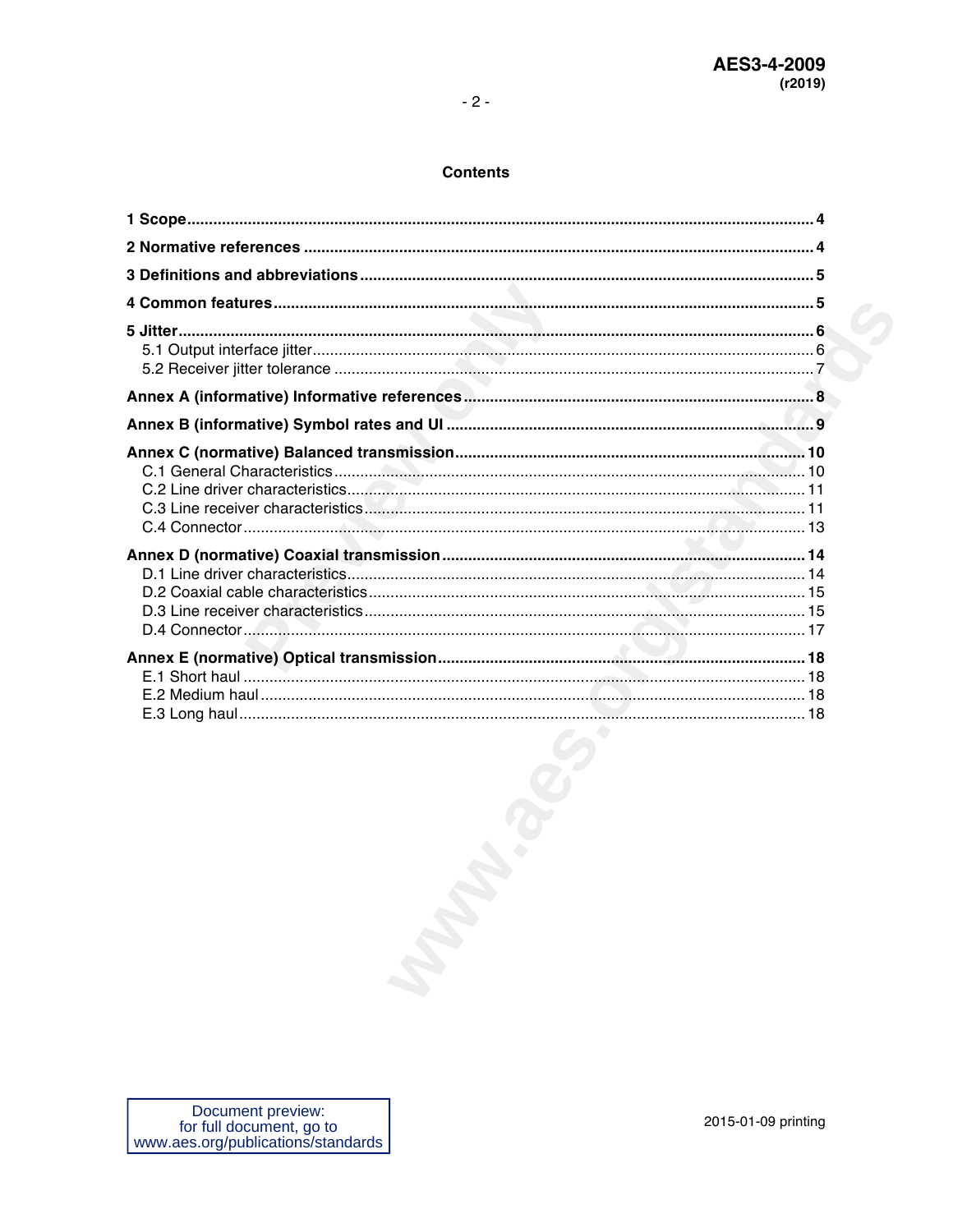## Contents

**1 Scope** .......... 4

**2 Normative references** .......... 4

**3 Definitions and abbreviations** .......... 5

**4 Common features** .......... 5

**5 Jitter** .......... 6
- 5.1 Output interface jitter .......... 6
- 5.2 Receiver jitter tolerance .......... 7

**Annex A (informative) Informative references** .......... 8

**Annex B (informative) Symbol rates and UI** .......... 9

**Annex C (normative) Balanced transmission** .......... 10
- C.1 General Characteristics .......... 10
- C.2 Line driver characteristics .......... 11
- C.3 Line receiver characteristics .......... 11
- C.4 Connector .......... 13

**Annex D (normative) Coaxial transmission** .......... 14
- D.1 Line driver characteristics .......... 14
- D.2 Coaxial cable characteristics .......... 15
- D.3 Line receiver characteristics .......... 15
- D.4 Connector .......... 17

**Annex E (normative) Optical transmission** .......... 18
- E.1 Short haul .......... 18
- E.2 Medium haul .......... 18
- E.3 Long haul .......... 18

Document preview:
for full document, go to
www.aes.org/publications/standards

2015-01-09 printing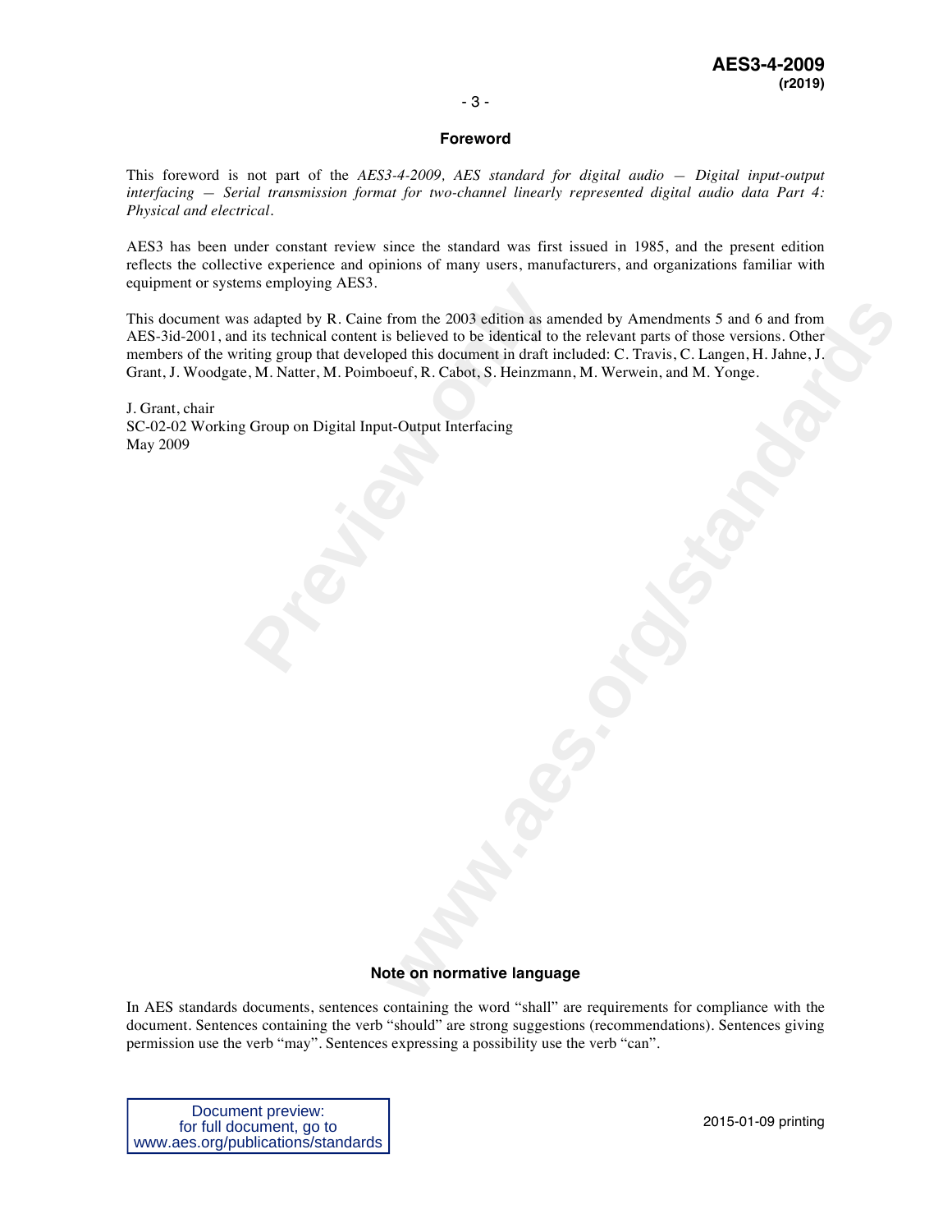## Foreword

This foreword is not part of the *AES3-4-2009, AES standard for digital audio — Digital input-output interfacing — Serial transmission format for two-channel linearly represented digital audio data Part 4: Physical and electrical*.

AES3 has been under constant review since the standard was first issued in 1985, and the present edition reflects the collective experience and opinions of many users, manufacturers, and organizations familiar with equipment or systems employing AES3.

This document was adapted by R. Caine from the 2003 edition as amended by Amendments 5 and 6 and from AES-3id-2001, and its technical content is believed to be identical to the relevant parts of those versions. Other members of the writing group that developed this document in draft included: C. Travis, C. Langen, H. Jahne, J. Grant, J. Woodgate, M. Natter, M. Poimboeuf, R. Cabot, S. Heinzmann, M. Werwein, and M. Yonge.

J. Grant, chair
SC-02-02 Working Group on Digital Input-Output Interfacing
May 2009

## Note on normative language

In AES standards documents, sentences containing the word “shall” are requirements for compliance with the document. Sentences containing the verb “should” are strong suggestions (recommendations). Sentences giving permission use the verb “may”. Sentences expressing a possibility use the verb “can”.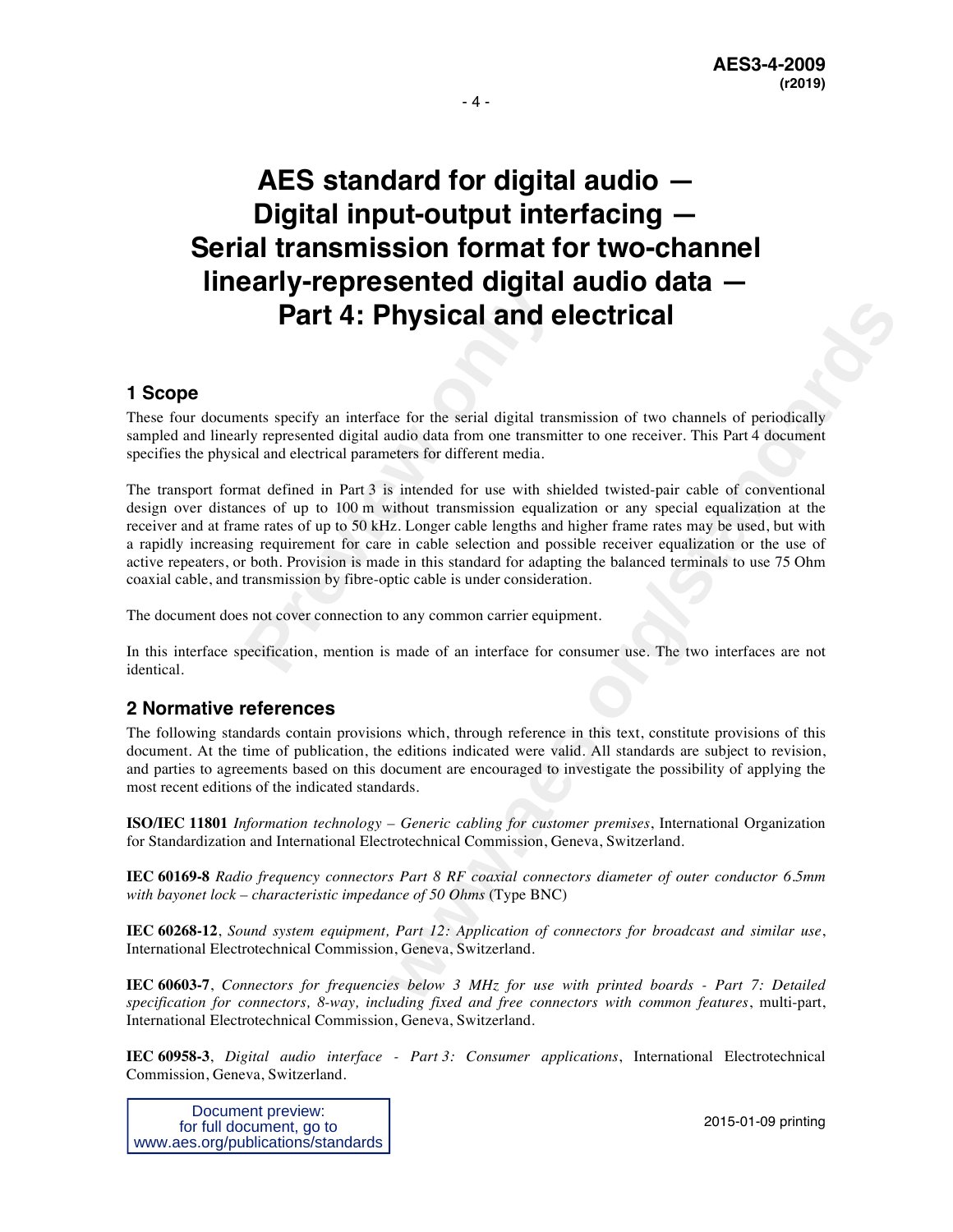# AES standard for digital audio — Digital input-output interfacing — Serial transmission format for two-channel linearly-represented digital audio data — Part 4: Physical and electrical

## 1 Scope

These four documents specify an interface for the serial digital transmission of two channels of periodically sampled and linearly represented digital audio data from one transmitter to one receiver. This Part 4 document specifies the physical and electrical parameters for different media.

The transport format defined in Part 3 is intended for use with shielded twisted-pair cable of conventional design over distances of up to 100 m without transmission equalization or any special equalization at the receiver and at frame rates of up to 50 kHz. Longer cable lengths and higher frame rates may be used, but with a rapidly increasing requirement for care in cable selection and possible receiver equalization or the use of active repeaters, or both. Provision is made in this standard for adapting the balanced terminals to use 75 Ohm coaxial cable, and transmission by fibre-optic cable is under consideration.

The document does not cover connection to any common carrier equipment.

In this interface specification, mention is made of an interface for consumer use. The two interfaces are not identical.

## 2 Normative references

The following standards contain provisions which, through reference in this text, constitute provisions of this document. At the time of publication, the editions indicated were valid. All standards are subject to revision, and parties to agreements based on this document are encouraged to investigate the possibility of applying the most recent editions of the indicated standards.

**ISO/IEC 11801** *Information technology – Generic cabling for customer premises*, International Organization for Standardization and International Electrotechnical Commission, Geneva, Switzerland.

**IEC 60169-8** *Radio frequency connectors Part 8 RF coaxial connectors diameter of outer conductor 6.5mm with bayonet lock – characteristic impedance of 50 Ohms* (Type BNC)

**IEC 60268-12**, *Sound system equipment, Part 12: Application of connectors for broadcast and similar use*, International Electrotechnical Commission, Geneva, Switzerland.

**IEC 60603-7**, *Connectors for frequencies below 3 MHz for use with printed boards - Part 7: Detailed specification for connectors, 8-way, including fixed and free connectors with common features*, multi-part, International Electrotechnical Commission, Geneva, Switzerland.

**IEC 60958-3**, *Digital audio interface - Part 3: Consumer applications*, International Electrotechnical Commission, Geneva, Switzerland.